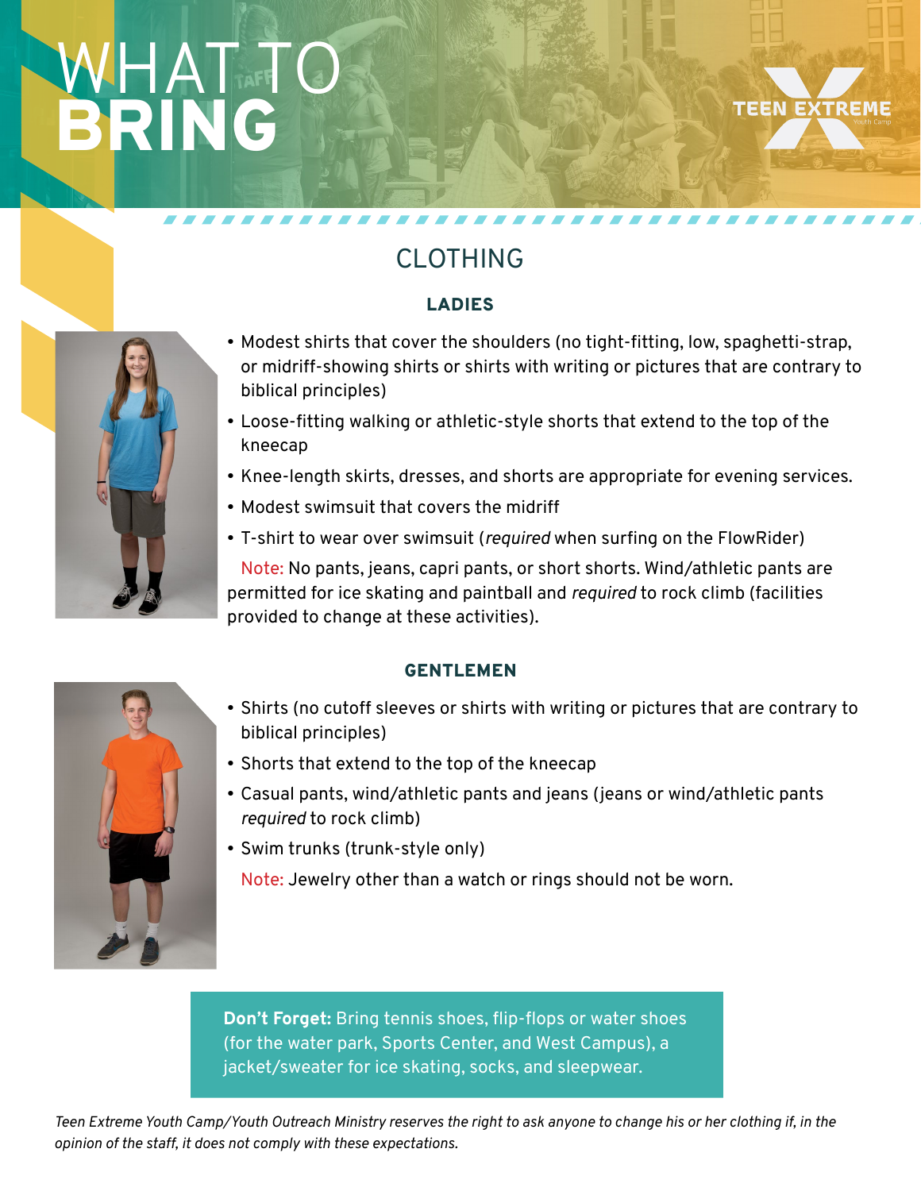# WHAT TO BRING

TEEN EXTREME
Youth Camp

## CLOTHING

### LADIES

- Modest shirts that cover the shoulders (no tight-fitting, low, spaghetti-strap, or midriff-showing shirts or shirts with writing or pictures that are contrary to biblical principles)
- Loose-fitting walking or athletic-style shorts that extend to the top of the kneecap
- Knee-length skirts, dresses, and shorts are appropriate for evening services.
- Modest swimsuit that covers the midriff
- T-shirt to wear over swimsuit (*required* when surfing on the FlowRider)

Note: No pants, jeans, capri pants, or short shorts. Wind/athletic pants are permitted for ice skating and paintball and *required* to rock climb (facilities provided to change at these activities).

### GENTLEMEN

- Shirts (no cutoff sleeves or shirts with writing or pictures that are contrary to biblical principles)
- Shorts that extend to the top of the kneecap
- Casual pants, wind/athletic pants and jeans (jeans or wind/athletic pants *required* to rock climb)
- Swim trunks (trunk-style only)

Note: Jewelry other than a watch or rings should not be worn.

**Don't Forget:** Bring tennis shoes, flip-flops or water shoes (for the water park, Sports Center, and West Campus), a jacket/sweater for ice skating, socks, and sleepwear.

*Teen Extreme Youth Camp/Youth Outreach Ministry reserves the right to ask anyone to change his or her clothing if, in the opinion of the staff, it does not comply with these expectations.*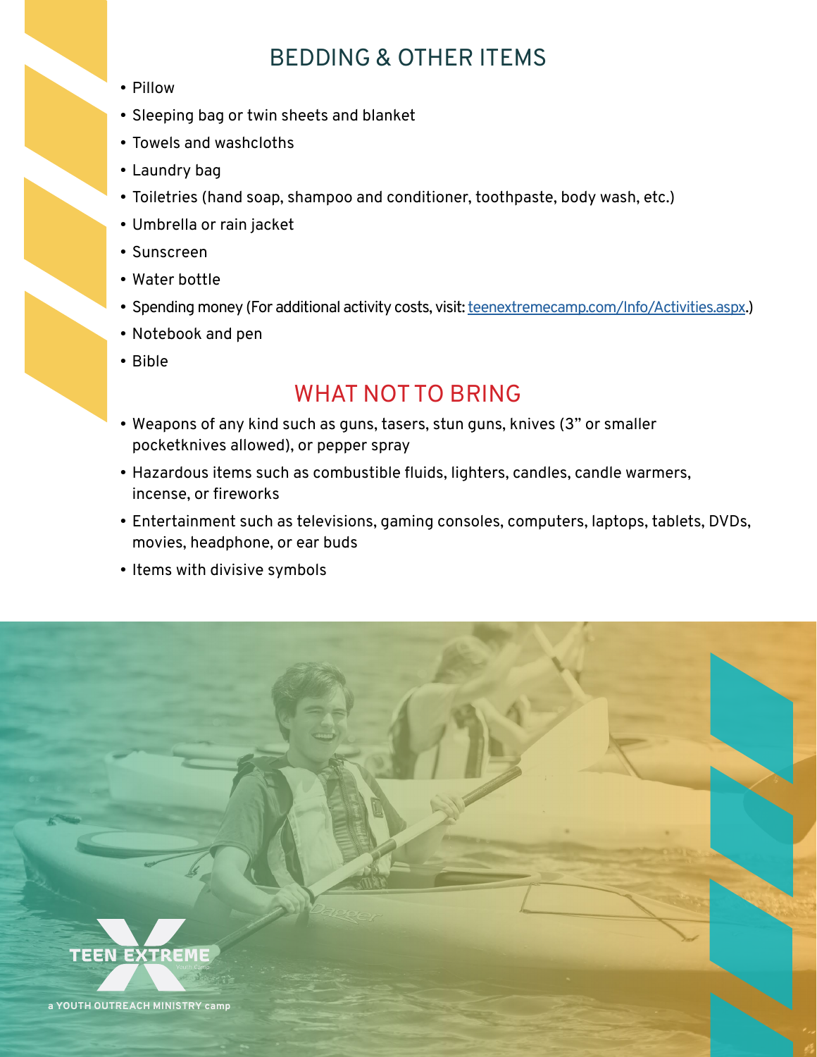## BEDDING & OTHER ITEMS

- Pillow
- Sleeping bag or twin sheets and blanket
- Towels and washcloths
- Laundry bag
- Toiletries (hand soap, shampoo and conditioner, toothpaste, body wash, etc.)
- Umbrella or rain jacket
- Sunscreen
- Water bottle
- Spending money (For additional activity costs, visit: teenextremecamp.com/Info/Activities.aspx.)
- Notebook and pen
- Bible

## WHAT NOT TO BRING

- Weapons of any kind such as guns, tasers, stun guns, knives (3" or smaller pocketknives allowed), or pepper spray
- Hazardous items such as combustible fluids, lighters, candles, candle warmers, incense, or fireworks
- Entertainment such as televisions, gaming consoles, computers, laptops, tablets, DVDs, movies, headphone, or ear buds
- Items with divisive symbols

TEEN EXTREME
Youth Camp

a YOUTH OUTREACH MINISTRY camp